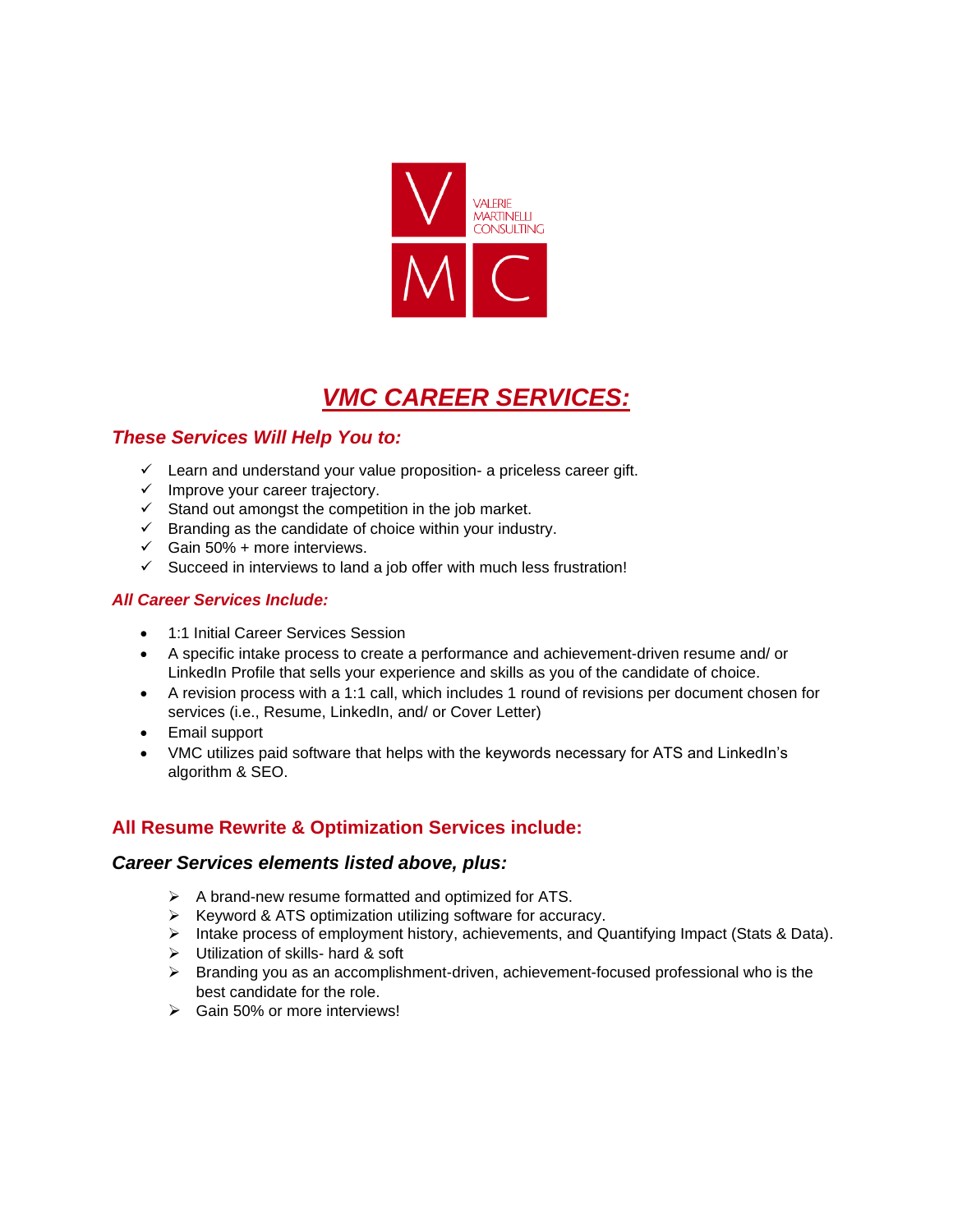VALERIE MARTINELLI CONSULTING

# ***VMC CAREER SERVICES:***

### *These Services Will Help You to:*

- ✓ Learn and understand your value proposition- a priceless career gift.
- ✓ Improve your career trajectory.
- ✓ Stand out amongst the competition in the job market.
- ✓ Branding as the candidate of choice within your industry.
- ✓ Gain 50% + more interviews.
- ✓ Succeed in interviews to land a job offer with much less frustration!

#### *All Career Services Include:*

- 1:1 Initial Career Services Session
- A specific intake process to create a performance and achievement-driven resume and/ or LinkedIn Profile that sells your experience and skills as you of the candidate of choice.
- A revision process with a 1:1 call, which includes 1 round of revisions per document chosen for services (i.e., Resume, LinkedIn, and/ or Cover Letter)
- Email support
- VMC utilizes paid software that helps with the keywords necessary for ATS and LinkedIn's algorithm & SEO.

## All Resume Rewrite & Optimization Services include:

### *Career Services elements listed above, plus:*

- ➢ A brand-new resume formatted and optimized for ATS.
- ➢ Keyword & ATS optimization utilizing software for accuracy.
- ➢ Intake process of employment history, achievements, and Quantifying Impact (Stats & Data).
- ➢ Utilization of skills- hard & soft
- ➢ Branding you as an accomplishment-driven, achievement-focused professional who is the best candidate for the role.
- ➢ Gain 50% or more interviews!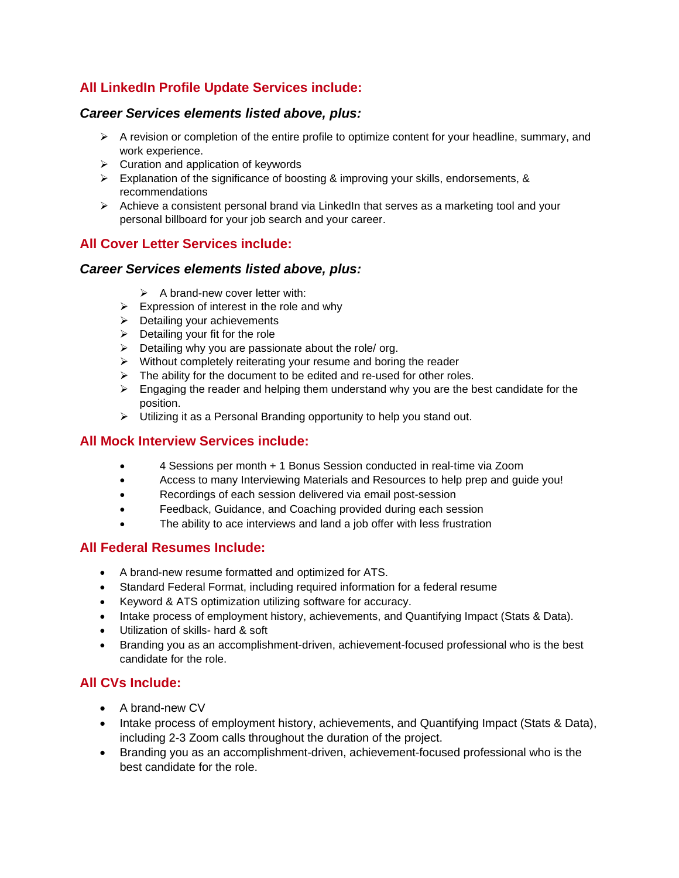## All LinkedIn Profile Update Services include:

### *Career Services elements listed above, plus:*

- A revision or completion of the entire profile to optimize content for your headline, summary, and work experience.
- Curation and application of keywords
- Explanation of the significance of boosting & improving your skills, endorsements, & recommendations
- Achieve a consistent personal brand via LinkedIn that serves as a marketing tool and your personal billboard for your job search and your career.

## All Cover Letter Services include:

### *Career Services elements listed above, plus:*

- A brand-new cover letter with:
- Expression of interest in the role and why
- Detailing your achievements
- Detailing your fit for the role
- Detailing why you are passionate about the role/ org.
- Without completely reiterating your resume and boring the reader
- The ability for the document to be edited and re-used for other roles.
- Engaging the reader and helping them understand why you are the best candidate for the position.
- Utilizing it as a Personal Branding opportunity to help you stand out.

## All Mock Interview Services include:

- 4 Sessions per month + 1 Bonus Session conducted in real-time via Zoom
- Access to many Interviewing Materials and Resources to help prep and guide you!
- Recordings of each session delivered via email post-session
- Feedback, Guidance, and Coaching provided during each session
- The ability to ace interviews and land a job offer with less frustration

## All Federal Resumes Include:

- A brand-new resume formatted and optimized for ATS.
- Standard Federal Format, including required information for a federal resume
- Keyword & ATS optimization utilizing software for accuracy.
- Intake process of employment history, achievements, and Quantifying Impact (Stats & Data).
- Utilization of skills- hard & soft
- Branding you as an accomplishment-driven, achievement-focused professional who is the best candidate for the role.

## All CVs Include:

- A brand-new CV
- Intake process of employment history, achievements, and Quantifying Impact (Stats & Data), including 2-3 Zoom calls throughout the duration of the project.
- Branding you as an accomplishment-driven, achievement-focused professional who is the best candidate for the role.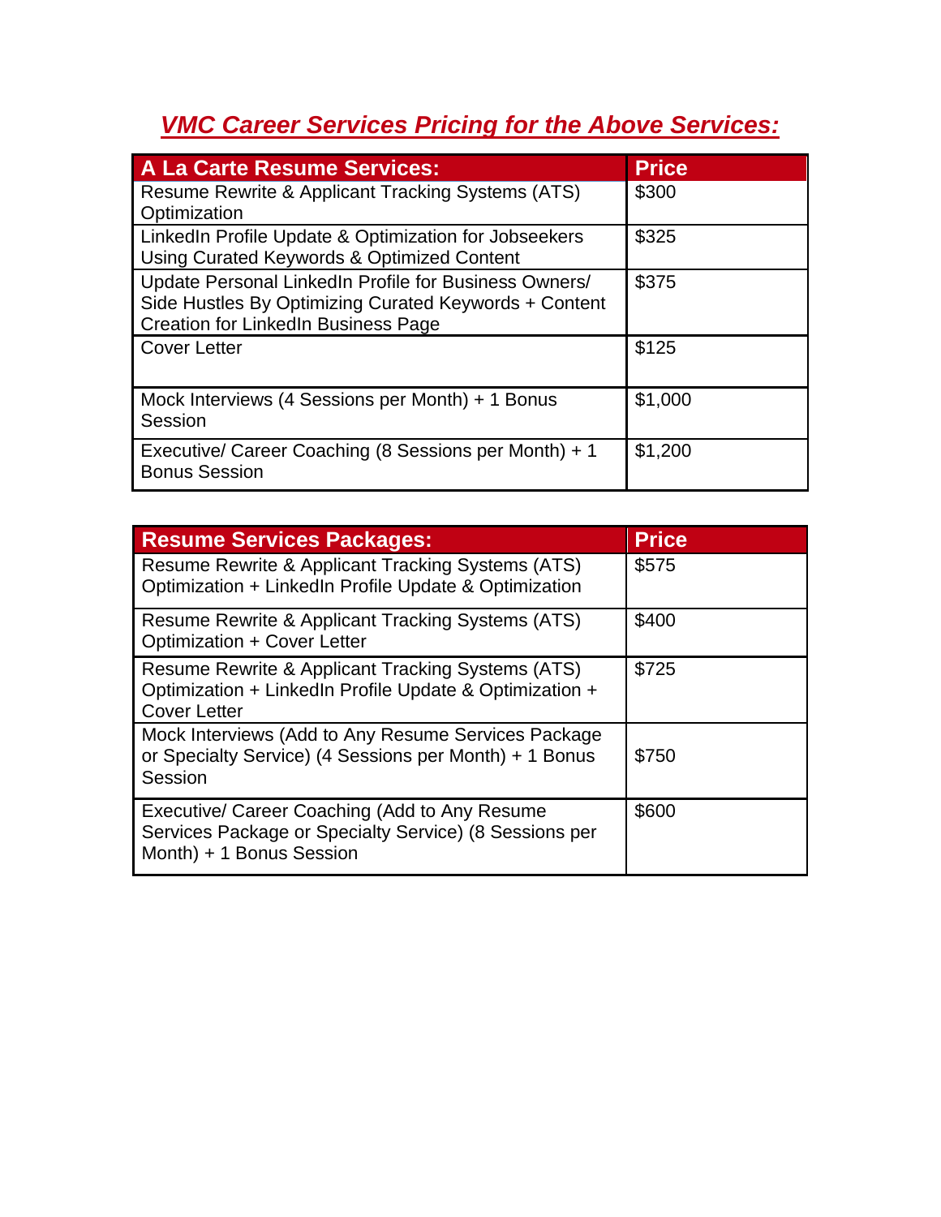## ***VMC Career Services Pricing for the Above Services:***

| A La Carte Resume Services: | Price |
| --- | --- |
| Resume Rewrite & Applicant Tracking Systems (ATS) Optimization | $300 |
| LinkedIn Profile Update & Optimization for Jobseekers Using Curated Keywords & Optimized Content | $325 |
| Update Personal LinkedIn Profile for Business Owners/ Side Hustles By Optimizing Curated Keywords + Content Creation for LinkedIn Business Page | $375 |
| Cover Letter | $125 |
| Mock Interviews (4 Sessions per Month) + 1 Bonus Session | $1,000 |
| Executive/ Career Coaching (8 Sessions per Month) + 1 Bonus Session | $1,200 |

| Resume Services Packages: | Price |
| --- | --- |
| Resume Rewrite & Applicant Tracking Systems (ATS) Optimization + LinkedIn Profile Update & Optimization | $575 |
| Resume Rewrite & Applicant Tracking Systems (ATS) Optimization + Cover Letter | $400 |
| Resume Rewrite & Applicant Tracking Systems (ATS) Optimization + LinkedIn Profile Update & Optimization + Cover Letter | $725 |
| Mock Interviews (Add to Any Resume Services Package or Specialty Service) (4 Sessions per Month) + 1 Bonus Session | $750 |
| Executive/ Career Coaching (Add to Any Resume Services Package or Specialty Service) (8 Sessions per Month) + 1 Bonus Session | $600 |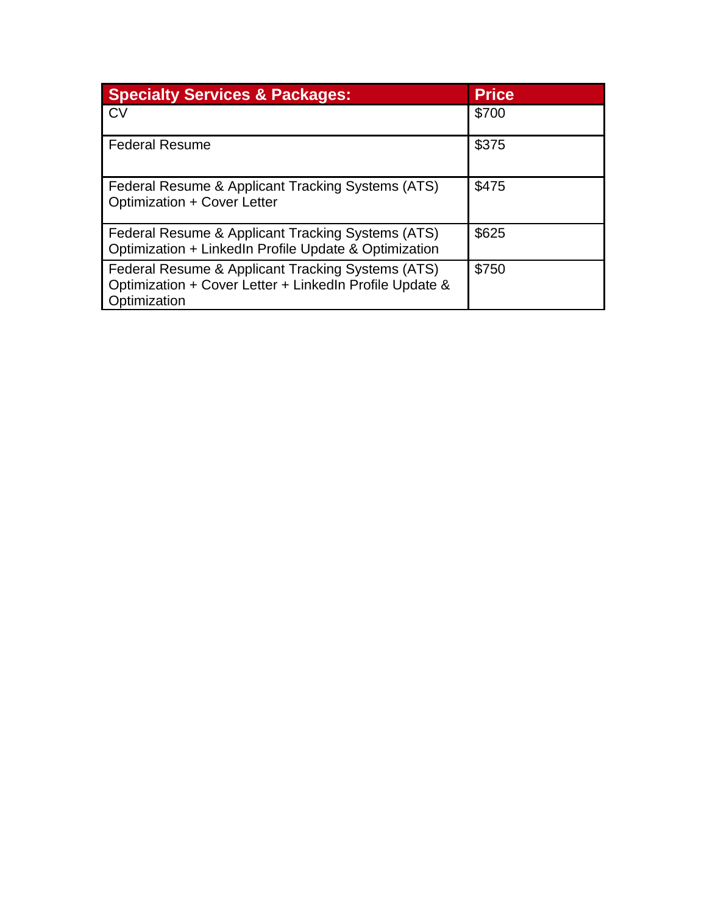| Specialty Services & Packages: | Price |
|---|---|
| CV | $700 |
| Federal Resume | $375 |
| Federal Resume & Applicant Tracking Systems (ATS) Optimization + Cover Letter | $475 |
| Federal Resume & Applicant Tracking Systems (ATS) Optimization + LinkedIn Profile Update & Optimization | $625 |
| Federal Resume & Applicant Tracking Systems (ATS) Optimization + Cover Letter + LinkedIn Profile Update & Optimization | $750 |